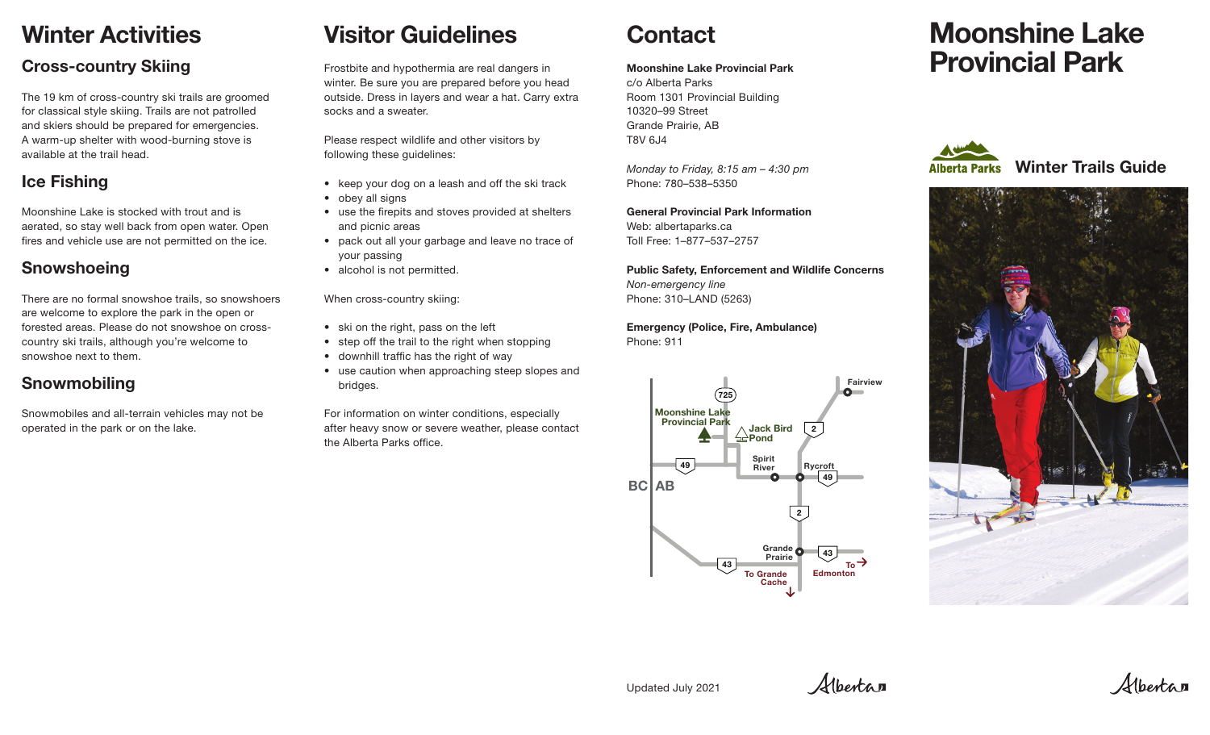# Winter Activities

## Cross-country Skiing

The 19 km of cross-country ski trails are groomed for classical style skiing. Trails are not patrolled and skiers should be prepared for emergencies. A warm-up shelter with wood-burning stove is available at the trail head.

## Ice Fishing

Moonshine Lake is stocked with trout and is aerated, so stay well back from open water. Open fires and vehicle use are not permitted on the ice.

## Snowshoeing

There are no formal snowshoe trails, so snowshoers are welcome to explore the park in the open or forested areas. Please do not snowshoe on cross-country ski trails, although you're welcome to snowshoe next to them.

## Snowmobiling

Snowmobiles and all-terrain vehicles may not be operated in the park or on the lake.

# Visitor Guidelines

Frostbite and hypothermia are real dangers in winter. Be sure you are prepared before you head outside. Dress in layers and wear a hat. Carry extra socks and a sweater.

Please respect wildlife and other visitors by following these guidelines:

- keep your dog on a leash and off the ski track
- obey all signs
- use the firepits and stoves provided at shelters and picnic areas
- pack out all your garbage and leave no trace of your passing
- alcohol is not permitted.

When cross-country skiing:

- ski on the right, pass on the left
- step off the trail to the right when stopping
- downhill traffic has the right of way
- use caution when approaching steep slopes and bridges.

For information on winter conditions, especially after heavy snow or severe weather, please contact the Alberta Parks office.

# Contact

**Moonshine Lake Provincial Park**
c/o Alberta Parks
Room 1301 Provincial Building
10320–99 Street
Grande Prairie, AB
T8V 6J4

*Monday to Friday, 8:15 am – 4:30 pm*
Phone: 780–538–5350

**General Provincial Park Information**
Web: albertaparks.ca
Toll Free: 1–877–537–2757

**Public Safety, Enforcement and Wildlife Concerns**
*Non-emergency line*
Phone: 310–LAND (5263)

**Emergency (Police, Fire, Ambulance)**
Phone: 911

Moonshine Lake Provincial Park, Jack Bird Pond, Spirit River, Rycroft, Fairview, Grande Prairie, To Grande Cache, To Edmonton, BC AB, 725, 49, 2, 43

Updated July 2021

# Moonshine Lake Provincial Park

Alberta Parks **Winter Trails Guide**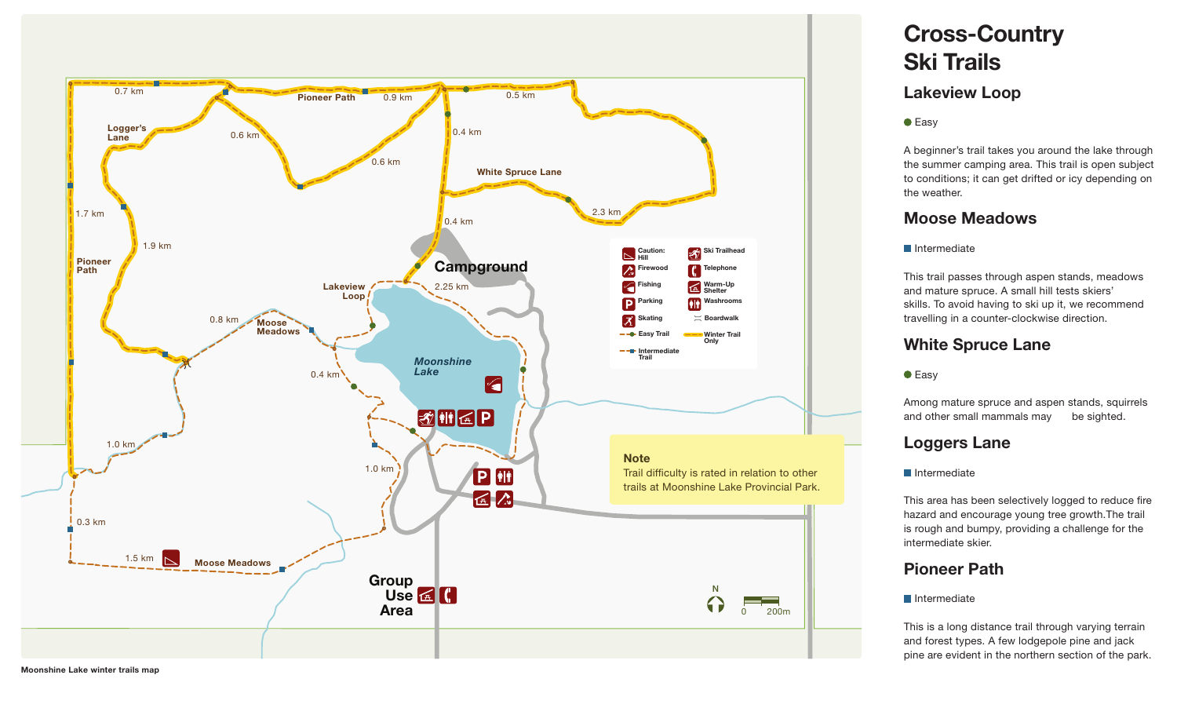# Cross-Country Ski Trails

## Lakeview Loop

● Easy

A beginner's trail takes you around the lake through the summer camping area. This trail is open subject to conditions; it can get drifted or icy depending on the weather.

## Moose Meadows

■ Intermediate

This trail passes through aspen stands, meadows and mature spruce. A small hill tests skiers' skills. To avoid having to ski up it, we recommend travelling in a counter-clockwise direction.

## White Spruce Lane

● Easy

Among mature spruce and aspen stands, squirrels and other small mammals may be sighted.

## Loggers Lane

■ Intermediate

This area has been selectively logged to reduce fire hazard and encourage young tree growth.The trail is rough and bumpy, providing a challenge for the intermediate skier.

## Pioneer Path

■ Intermediate

This is a long distance trail through varying terrain and forest types. A few lodgepole pine and jack pine are evident in the northern section of the park.

**Note**

Trail difficulty is rated in relation to other trails at Moonshine Lake Provincial Park.

Moonshine Lake winter trails map